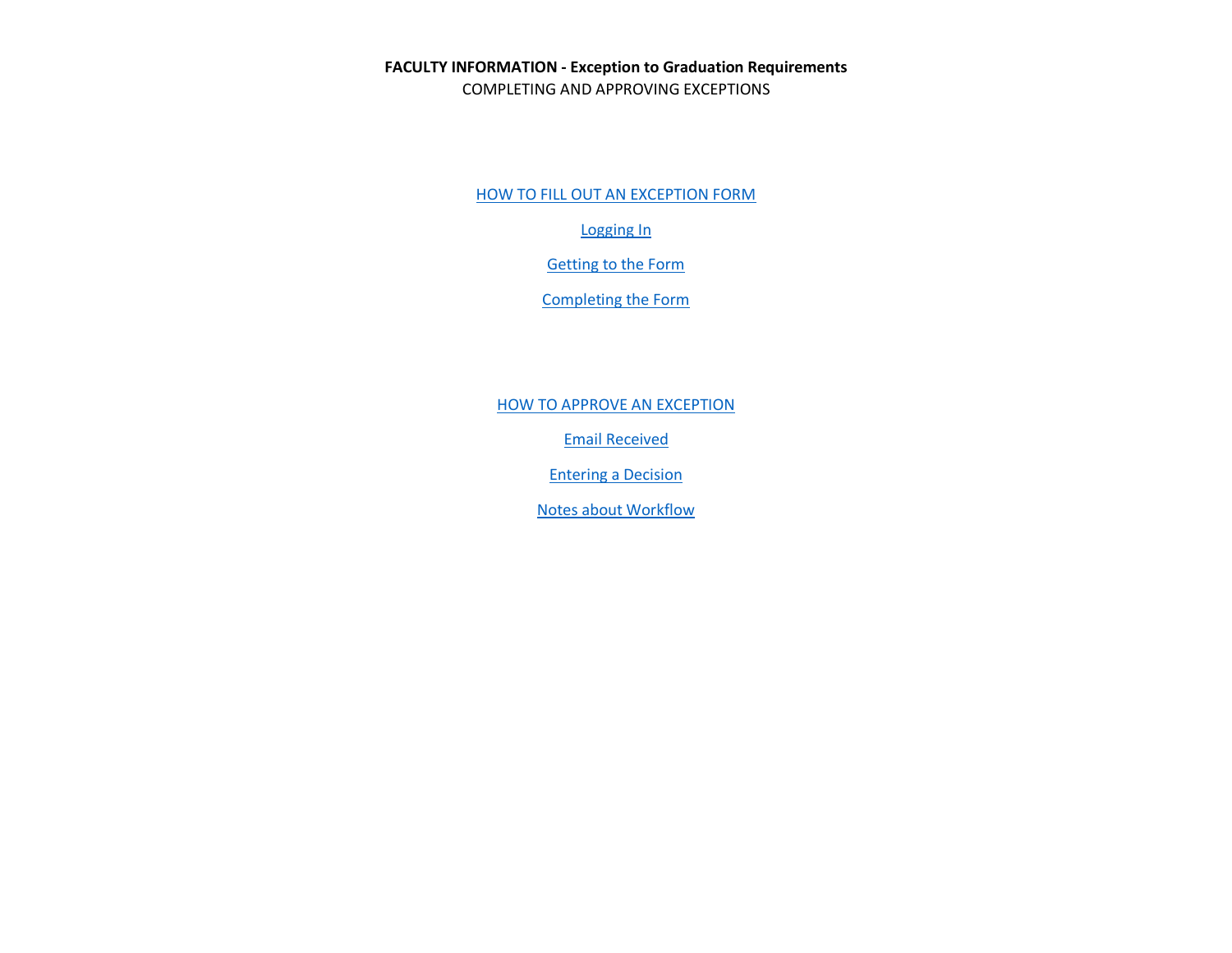**FACULTY INFORMATION - Exception to Graduation Requirements**

COMPLETING AND APPROVING EXCEPTIONS

HOW TO FILL OUT AN EXCEPTION FORM

Logging In

Getting to the Form

Completing the Form

HOW TO APPROVE AN EXCEPTION

Email Received

Entering a Decision

Notes about Workflow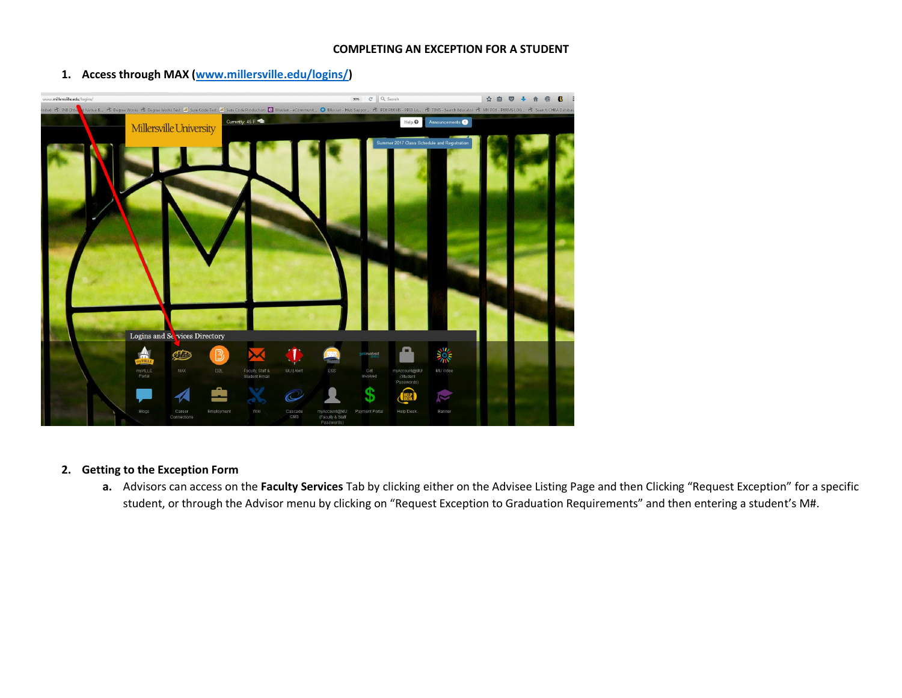# COMPLETING AN EXCEPTION FOR A STUDENT

1. **Access through MAX ([www.millersville.edu/logins/](www.millersville.edu/logins/))**

2. **Getting to the Exception Form**
   a. Advisors can access on the **Faculty Services** Tab by clicking either on the Advisee Listing Page and then Clicking “Request Exception” for a specific student, or through the Advisor menu by clicking on “Request Exception to Graduation Requirements” and then entering a student’s M#.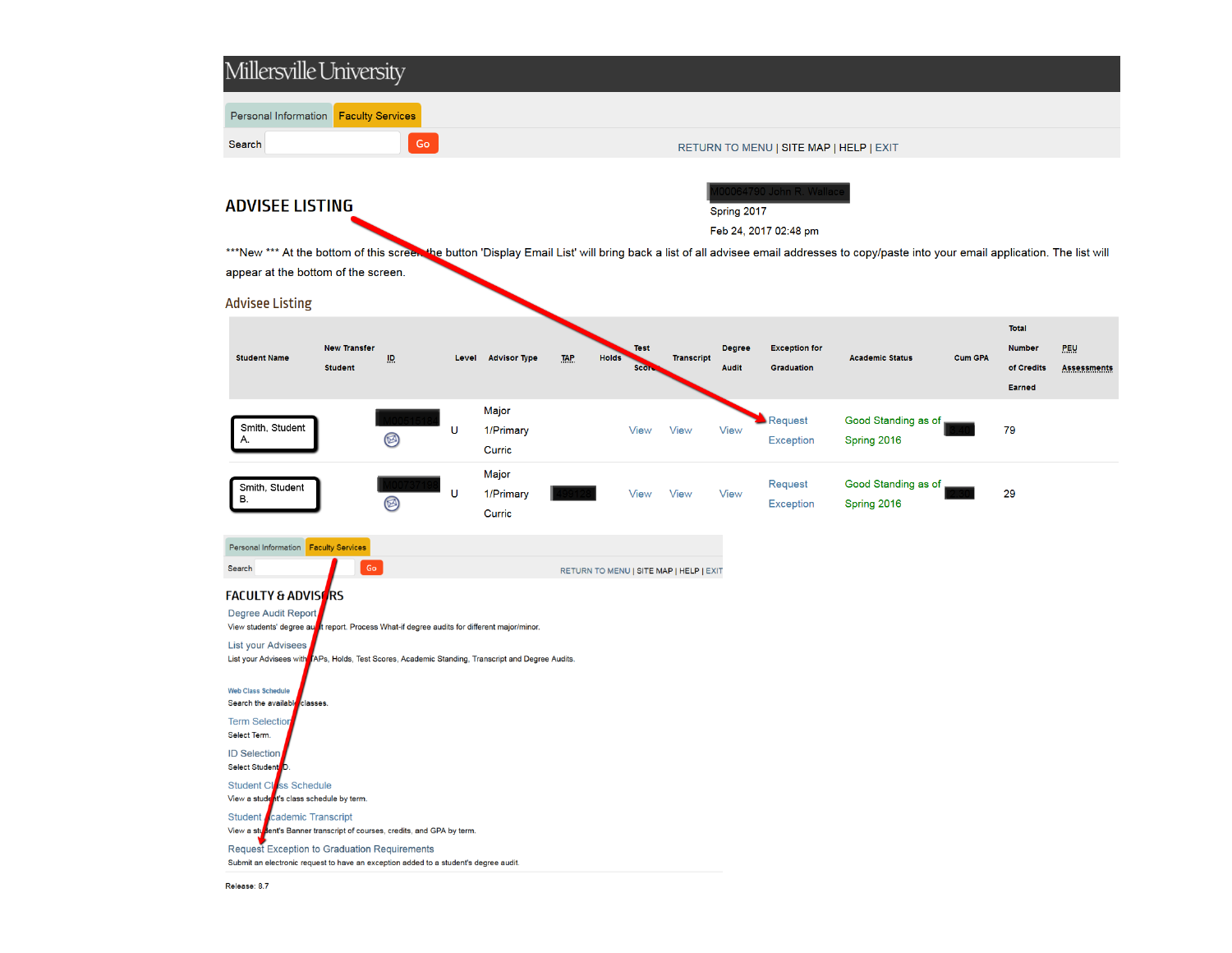Millersville University

Personal Information | Faculty Services

Search [Go]

RETURN TO MENU | SITE MAP | HELP | EXIT

M00064790 John R. Wallace

Spring 2017

Feb 24, 2017 02:48 pm

# ADVISEE LISTING

***New *** At the bottom of this screen the button 'Display Email List' will bring back a list of all advisee email addresses to copy/paste into your email application. The list will appear at the bottom of the screen.

## Advisee Listing

| Student Name | New Transfer Student | ID | Level | Advisor Type | TAP | Holds | Test Scores | Transcript | Degree Audit | Exception for Graduation | Academic Status | Cum GPA | Total Number of Credits Earned | PEU Assessments |
|---|---|---|---|---|---|---|---|---|---|---|---|---|---|---|
| Smith, Student A. | | M00515154 | U | Major 1/Primary Curric | | | View | View | View | Request Exception | Good Standing as of Spring 2016 | 3.40 | 79 | |
| Smith, Student B. | | M00797199 | U | Major 1/Primary Curric | 489120 | | View | View | View | Request Exception | Good Standing as of Spring 2016 | 3.39 | 29 | |

Personal Information | Faculty Services

Search [Go]

RETURN TO MENU | SITE MAP | HELP | EXIT

# FACULTY & ADVISORS

Degree Audit Report
View students' degree audit report. Process What-if degree audits for different major/minor.

List your Advisees
List your Advisees with TAPs, Holds, Test Scores, Academic Standing, Transcript and Degree Audits.

Web Class Schedule
Search the available classes.

Term Selection
Select Term.

ID Selection
Select Student ID.

Student Class Schedule
View a student's class schedule by term.

Student Academic Transcript
View a student's Banner transcript of courses, credits, and GPA by term.

Request Exception to Graduation Requirements
Submit an electronic request to have an exception added to a student's degree audit.

Release: 8.7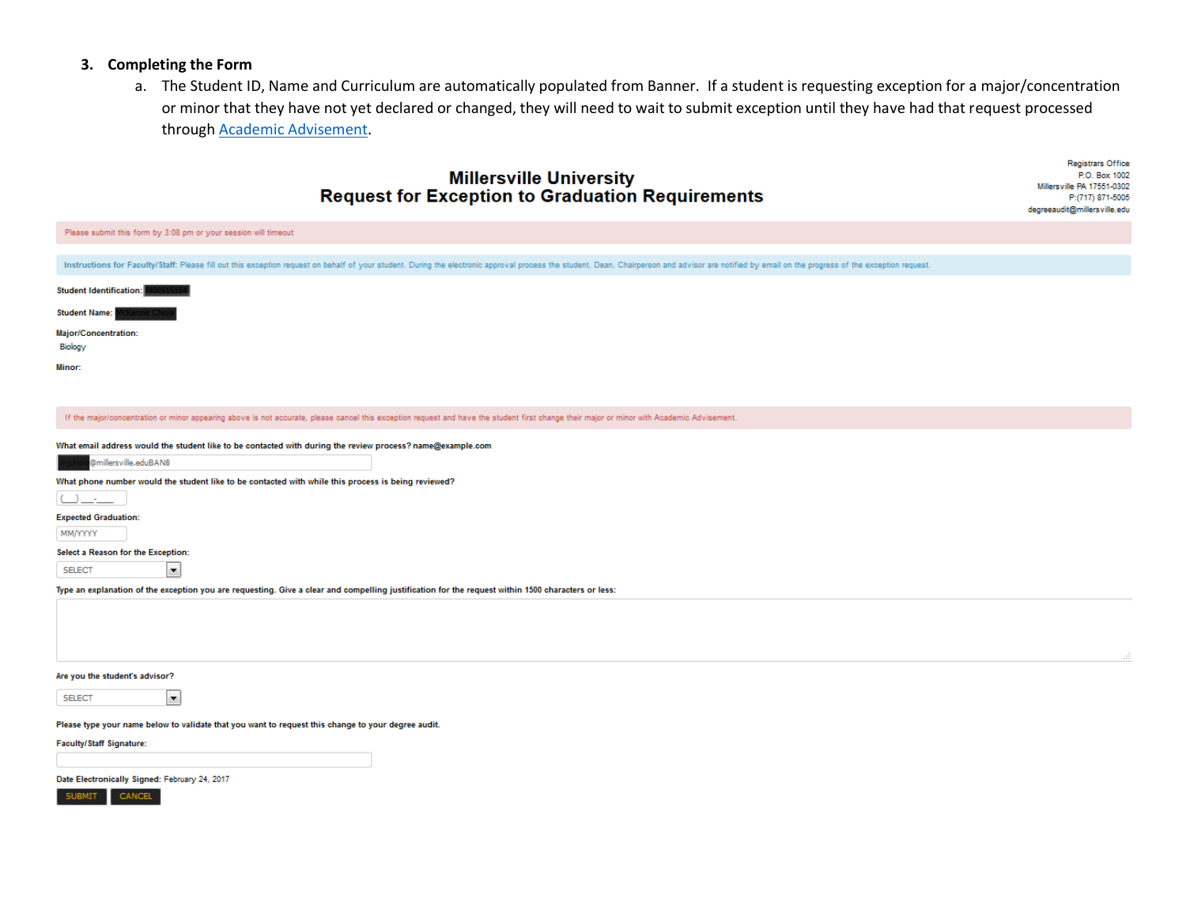3. **Completing the Form**

   a. The Student ID, Name and Curriculum are automatically populated from Banner. If a student is requesting exception for a major/concentration or minor that they have not yet declared or changed, they will need to wait to submit exception until they have had that request processed through Academic Advisement.

Registrars Office
P.O. Box 1002
Millersville PA 17551-0302
P:(717) 871-5005
degreeaudit@millersville.edu

**Millersville University**
**Request for Exception to Graduation Requirements**

Please submit this form by 3:08 pm or your session will timeout

Instructions for Faculty/Staff: Please fill out this exception request on behalf of your student. During the electronic approval process the student, Dean, Chairperson and advisor are notified by email on the progress of the exception request.

**Student Identification:**

**Student Name:**

**Major/Concentration:**
Biology

**Minor:**

If the major/concentration or minor appearing above is not accurate, please cancel this exception request and have the student first change their major or minor with Academic Advisement.

**What email address would the student like to be contacted with during the review process? name@example.com**

@millersville.eduBAN8

**What phone number would the student like to be contacted with while this process is being reviewed?**

(___) ___-____

**Expected Graduation:**

MM/YYYY

**Select a Reason for the Exception:**

SELECT

**Type an explanation of the exception you are requesting. Give a clear and compelling justification for the request within 1500 characters or less:**

**Are you the student's advisor?**

SELECT

**Please type your name below to validate that you want to request this change to your degree audit.**

**Faculty/Staff Signature:**

**Date Electronically Signed:** February 24, 2017

SUBMIT CANCEL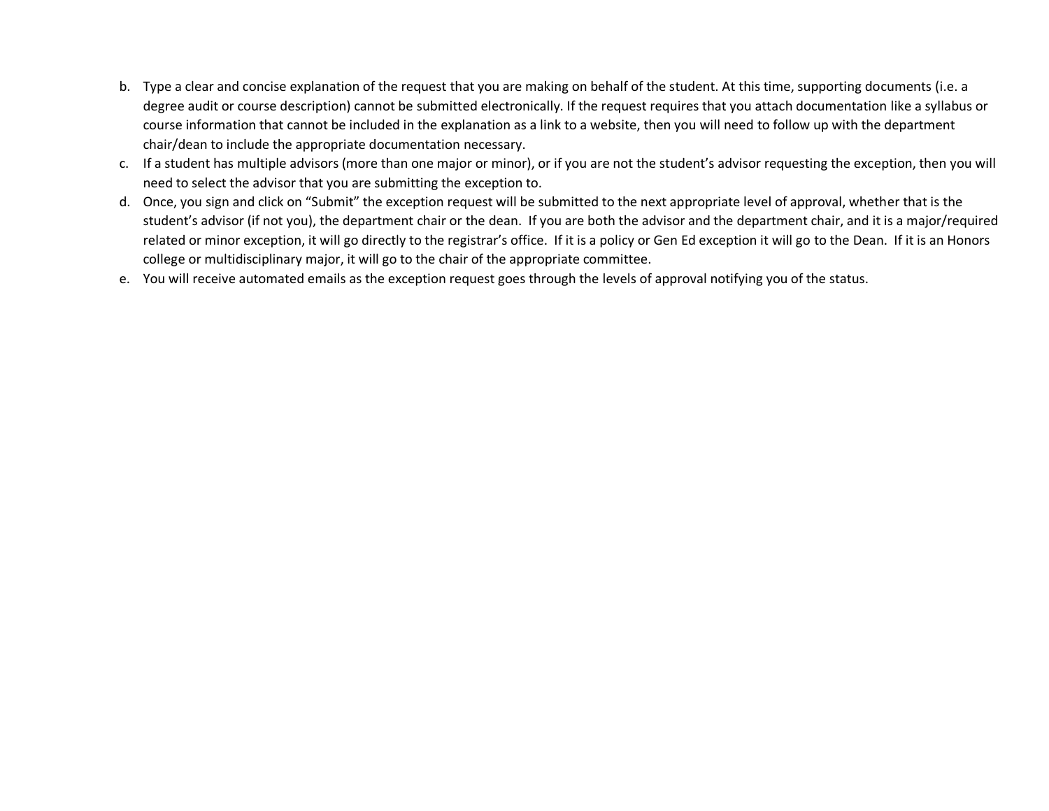b. Type a clear and concise explanation of the request that you are making on behalf of the student. At this time, supporting documents (i.e. a degree audit or course description) cannot be submitted electronically. If the request requires that you attach documentation like a syllabus or course information that cannot be included in the explanation as a link to a website, then you will need to follow up with the department chair/dean to include the appropriate documentation necessary.
c. If a student has multiple advisors (more than one major or minor), or if you are not the student's advisor requesting the exception, then you will need to select the advisor that you are submitting the exception to.
d. Once, you sign and click on "Submit" the exception request will be submitted to the next appropriate level of approval, whether that is the student's advisor (if not you), the department chair or the dean. If you are both the advisor and the department chair, and it is a major/required related or minor exception, it will go directly to the registrar's office. If it is a policy or Gen Ed exception it will go to the Dean. If it is an Honors college or multidisciplinary major, it will go to the chair of the appropriate committee.
e. You will receive automated emails as the exception request goes through the levels of approval notifying you of the status.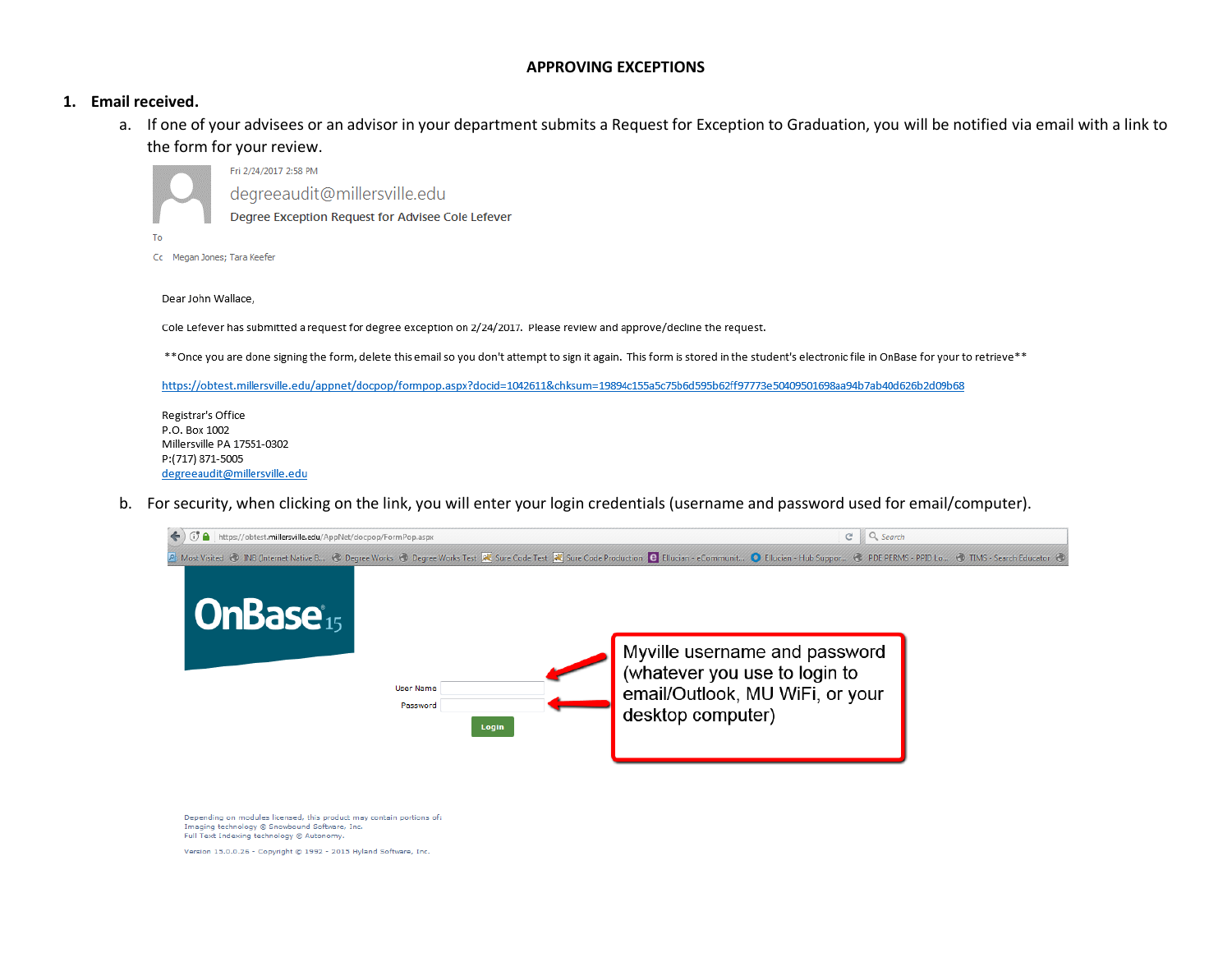# APPROVING EXCEPTIONS

1. **Email received.**

   a. If one of your advisees or an advisor in your department submits a Request for Exception to Graduation, you will be notified via email with a link to the form for your review.

   Fri 2/24/2017 2:58 PM

   degreeaudit@millersville.edu

   Degree Exception Request for Advisee Cole Lefever

   To

   Cc Megan Jones; Tara Keefer

   Dear John Wallace,

   Cole Lefever has submitted a request for degree exception on 2/24/2017. Please review and approve/decline the request.

   **Once you are done signing the form, delete this email so you don't attempt to sign it again. This form is stored in the student's electronic file in OnBase for your to retrieve**

   https://obtest.millersville.edu/appnet/docpop/formpop.aspx?docid=1042611&chksum=19894c155a5c75b6d595b62ff97773e50409501698aa94b7ab40d626b2d09b68

   Registrar's Office
   P.O. Box 1002
   Millersville PA 17551-0302
   P:(717) 871-5005
   degreeaudit@millersville.edu

   b. For security, when clicking on the link, you will enter your login credentials (username and password used for email/computer).

   https://obtest.millersville.edu/AppNet/docpop/FormPop.aspx

   OnBase 15

   User Name

   Password

   Login

   Myville username and password (whatever you use to login to email/Outlook, MU WiFi, or your desktop computer)

   Depending on modules licensed, this product may contain portions of:
   Imaging technology © Snowbound Software, Inc.
   Full Text Indexing technology © Autonomy.

   Version 15.0.0.26 - Copyright © 1992 - 2015 Hyland Software, Inc.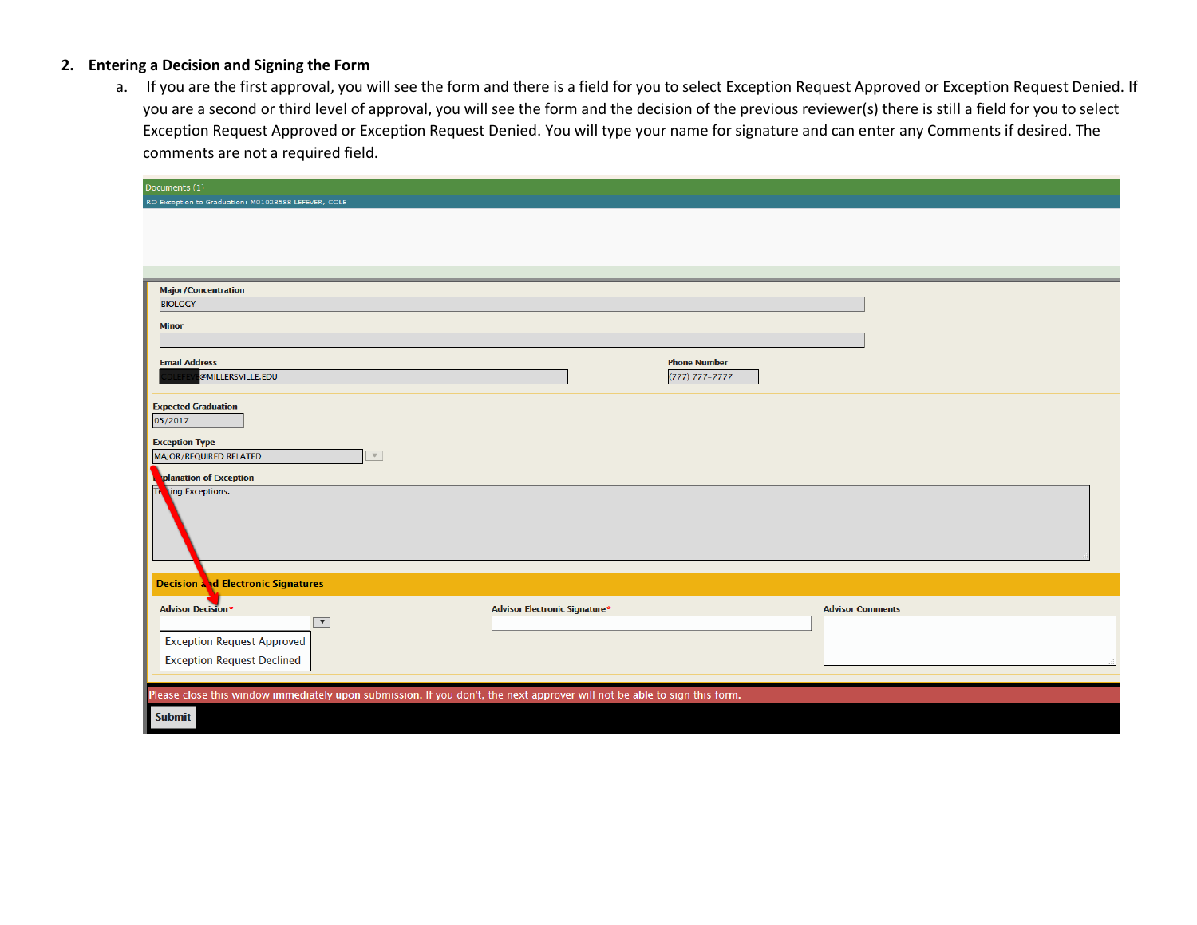## 2. Entering a Decision and Signing the Form

a. If you are the first approval, you will see the form and there is a field for you to select Exception Request Approved or Exception Request Denied. If you are a second or third level of approval, you will see the form and the decision of the previous reviewer(s) there is still a field for you to select Exception Request Approved or Exception Request Denied. You will type your name for signature and can enter any Comments if desired. The comments are not a required field.

Documents (1)

RO Exception to Graduation: M01028588 LEFEVER, COLE

Major/Concentration: BIOLOGY

Minor:

Email Address: @MILLERSVILLE.EDU

Phone Number: (777) 777-7777

Expected Graduation: 05/2017

Exception Type: MAJOR/REQUIRED RELATED

Explanation of Exception: Testing Exceptions.

**Decision and Electronic Signatures**

Advisor Decision*

- Exception Request Approved
- Exception Request Declined

Advisor Electronic Signature*

Advisor Comments

Please close this window immediately upon submission. If you don't, the next approver will not be able to sign this form.

Submit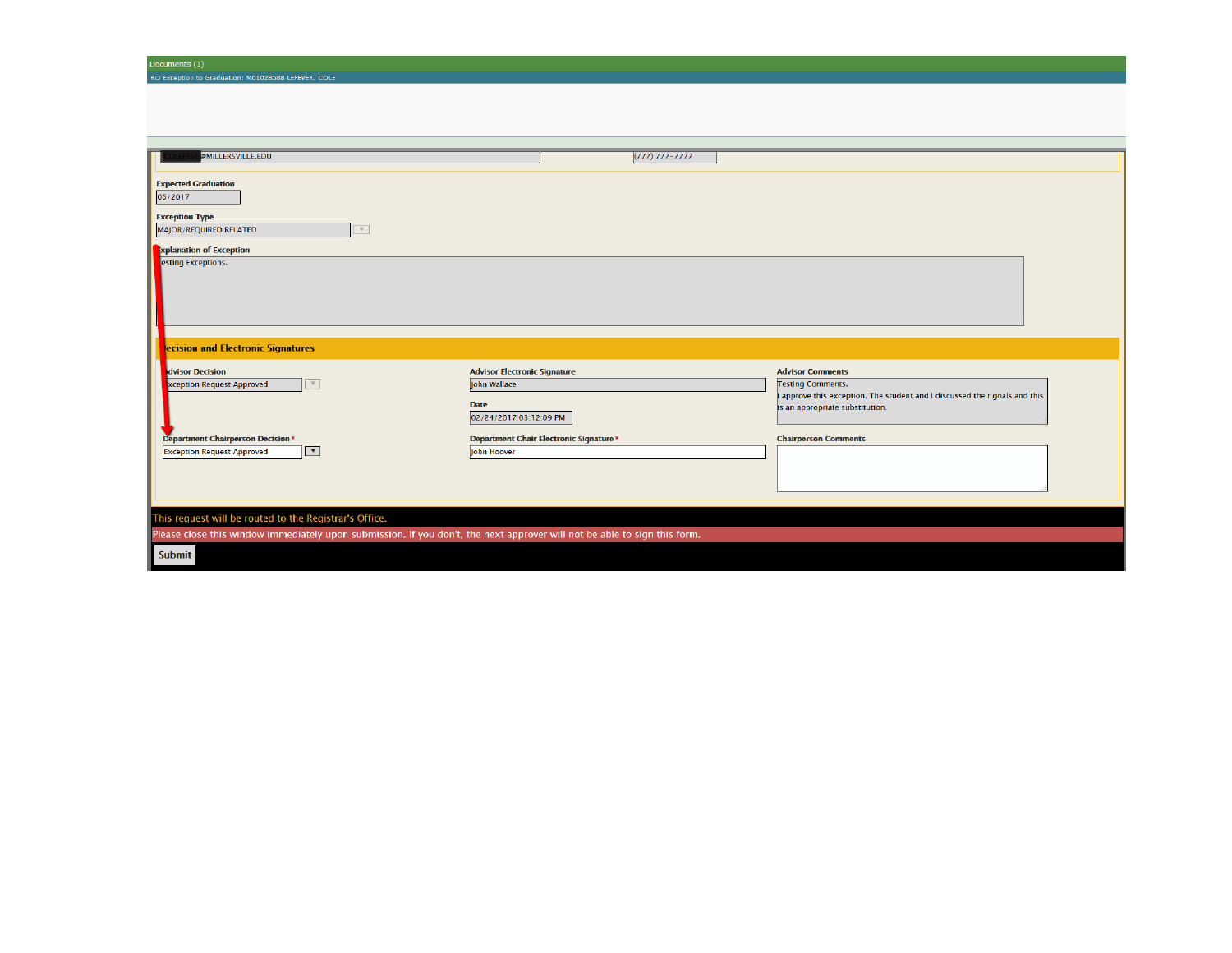Documents (1)

RO Exception to Graduation: M01028588 LEFEVER, COLE

COLEFEVE@MILLERSVILLE.EDU

(777) 777-7777

**Expected Graduation**

05/2017

**Exception Type**

MAJOR/REQUIRED RELATED

**Explanation of Exception**

Testing Exceptions.

**Decision and Electronic Signatures**

**Advisor Decision**

Exception Request Approved

**Advisor Electronic Signature**

John Wallace

**Date**

02/24/2017 03:12:09 PM

**Advisor Comments**

Testing Comments.
I approve this exception. The student and I discussed their goals and this is an appropriate substitution.

**Department Chairperson Decision** *

Exception Request Approved

**Department Chair Electronic Signature** *

John Hoover

**Chairperson Comments**

This request will be routed to the Registrar's Office.

Please close this window immediately upon submission. If you don't, the next approver will not be able to sign this form.

Submit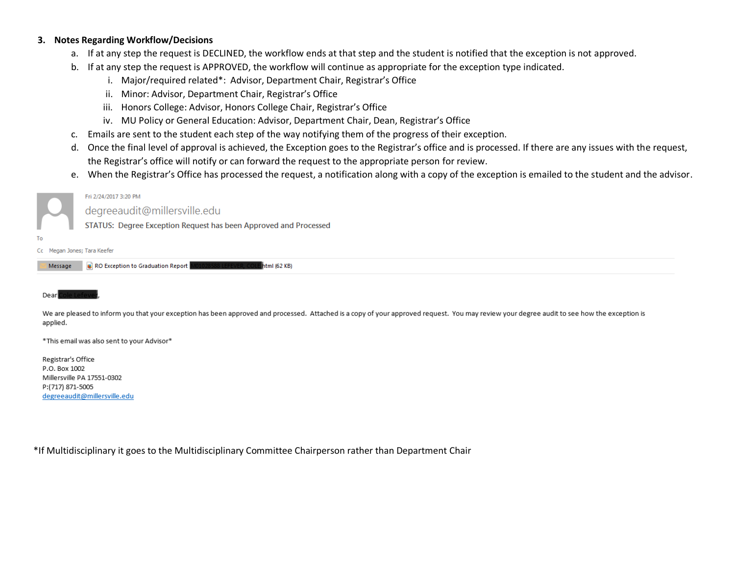### 3. Notes Regarding Workflow/Decisions

a. If at any step the request is DECLINED, the workflow ends at that step and the student is notified that the exception is not approved.

b. If at any step the request is APPROVED, the workflow will continue as appropriate for the exception type indicated.

   i. Major/required related*: Advisor, Department Chair, Registrar's Office
   
   ii. Minor: Advisor, Department Chair, Registrar's Office
   
   iii. Honors College: Advisor, Honors College Chair, Registrar's Office
   
   iv. MU Policy or General Education: Advisor, Department Chair, Dean, Registrar's Office

c. Emails are sent to the student each step of the way notifying them of the progress of their exception.

d. Once the final level of approval is achieved, the Exception goes to the Registrar's office and is processed. If there are any issues with the request, the Registrar's office will notify or can forward the request to the appropriate person for review.

e. When the Registrar's Office has processed the request, a notification along with a copy of the exception is emailed to the student and the advisor.

Fri 2/24/2017 3:20 PM

degreeaudit@millersville.edu

STATUS: Degree Exception Request has been Approved and Processed

To

Cc Megan Jones; Tara Keefer

Message | RO Exception to Graduation Report M01028588 LEFEVER, COLE.html (62 KB)

Dear Cole Lefever,

We are pleased to inform you that your exception has been approved and processed. Attached is a copy of your approved request. You may review your degree audit to see how the exception is applied.

*This email was also sent to your Advisor*

Registrar's Office
P.O. Box 1002
Millersville PA 17551-0302
P:(717) 871-5005
degreeaudit@millersville.edu

*If Multidisciplinary it goes to the Multidisciplinary Committee Chairperson rather than Department Chair